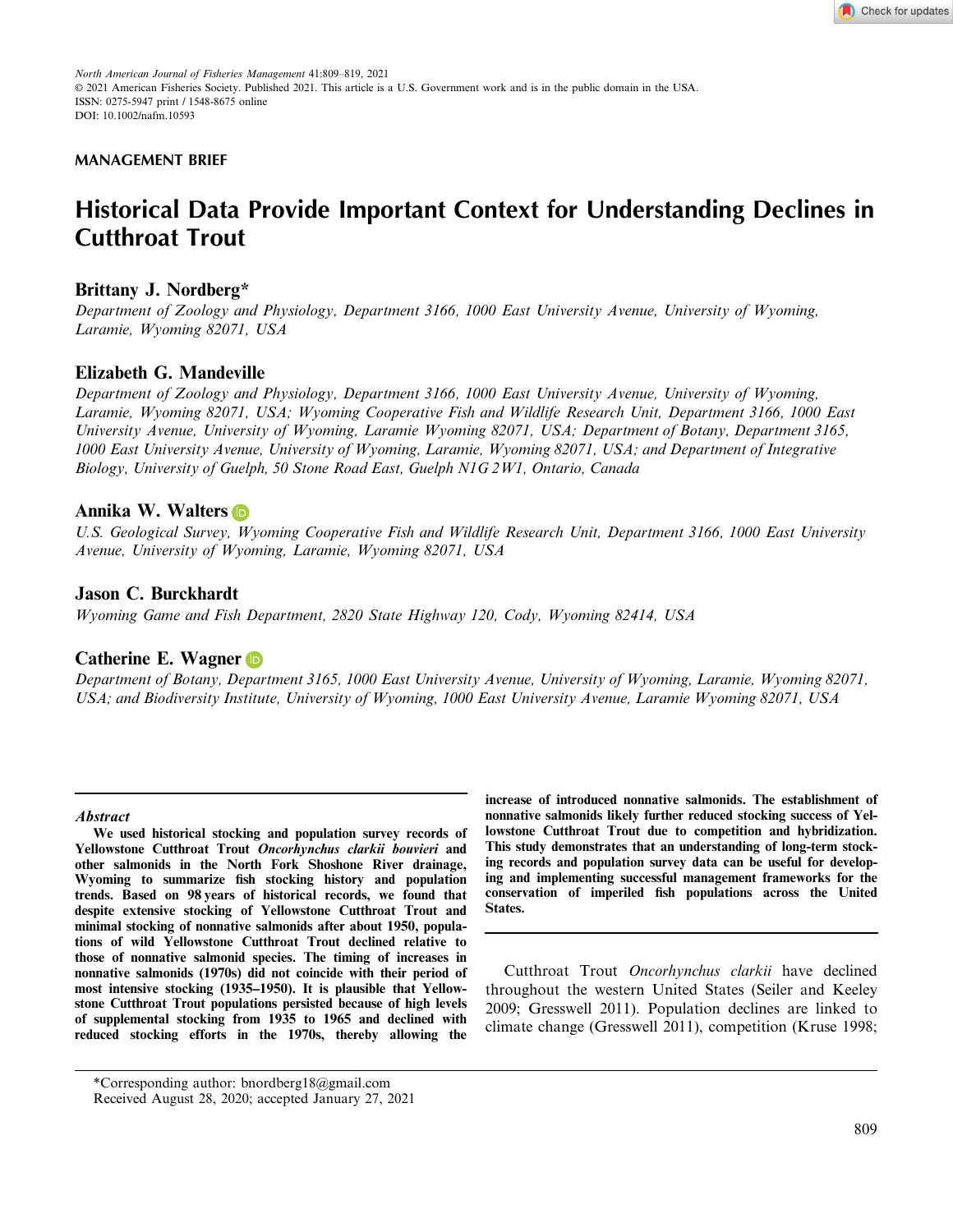MANAGEMENT BRIEF

# Historical Data Provide Important Context for Understanding Declines in Cutthroat Trout

**Brittany J. Nordberg***

*Department of Zoology and Physiology, Department 3166, 1000 East University Avenue, University of Wyoming, Laramie, Wyoming 82071, USA*

**Elizabeth G. Mandeville**

*Department of Zoology and Physiology, Department 3166, 1000 East University Avenue, University of Wyoming, Laramie, Wyoming 82071, USA; Wyoming Cooperative Fish and Wildlife Research Unit, Department 3166, 1000 East University Avenue, University of Wyoming, Laramie Wyoming 82071, USA; Department of Botany, Department 3165, 1000 East University Avenue, University of Wyoming, Laramie, Wyoming 82071, USA; and Department of Integrative Biology, University of Guelph, 50 Stone Road East, Guelph N1G 2W1, Ontario, Canada*

**Annika W. Walters**

*U.S. Geological Survey, Wyoming Cooperative Fish and Wildlife Research Unit, Department 3166, 1000 East University Avenue, University of Wyoming, Laramie, Wyoming 82071, USA*

**Jason C. Burckhardt**

*Wyoming Game and Fish Department, 2820 State Highway 120, Cody, Wyoming 82414, USA*

**Catherine E. Wagner**

*Department of Botany, Department 3165, 1000 East University Avenue, University of Wyoming, Laramie, Wyoming 82071, USA; and Biodiversity Institute, University of Wyoming, 1000 East University Avenue, Laramie Wyoming 82071, USA*

## Abstract

**We used historical stocking and population survey records of Yellowstone Cutthroat Trout *Oncorhynchus clarkii bouvieri* and other salmonids in the North Fork Shoshone River drainage, Wyoming to summarize fish stocking history and population trends. Based on 98 years of historical records, we found that despite extensive stocking of Yellowstone Cutthroat Trout and minimal stocking of nonnative salmonids after about 1950, populations of wild Yellowstone Cutthroat Trout declined relative to those of nonnative salmonid species. The timing of increases in nonnative salmonids (1970s) did not coincide with their period of most intensive stocking (1935–1950). It is plausible that Yellowstone Cutthroat Trout populations persisted because of high levels of supplemental stocking from 1935 to 1965 and declined with reduced stocking efforts in the 1970s, thereby allowing the increase of introduced nonnative salmonids. The establishment of nonnative salmonids likely further reduced stocking success of Yellowstone Cutthroat Trout due to competition and hybridization. This study demonstrates that an understanding of long-term stocking records and population survey data can be useful for developing and implementing successful management frameworks for the conservation of imperiled fish populations across the United States.**

Cutthroat Trout *Oncorhynchus clarkii* have declined throughout the western United States (Seiler and Keeley 2009; Gresswell 2011). Population declines are linked to climate change (Gresswell 2011), competition (Kruse 1998;

*Corresponding author: bnordberg18@gmail.com
Received August 28, 2020; accepted January 27, 2021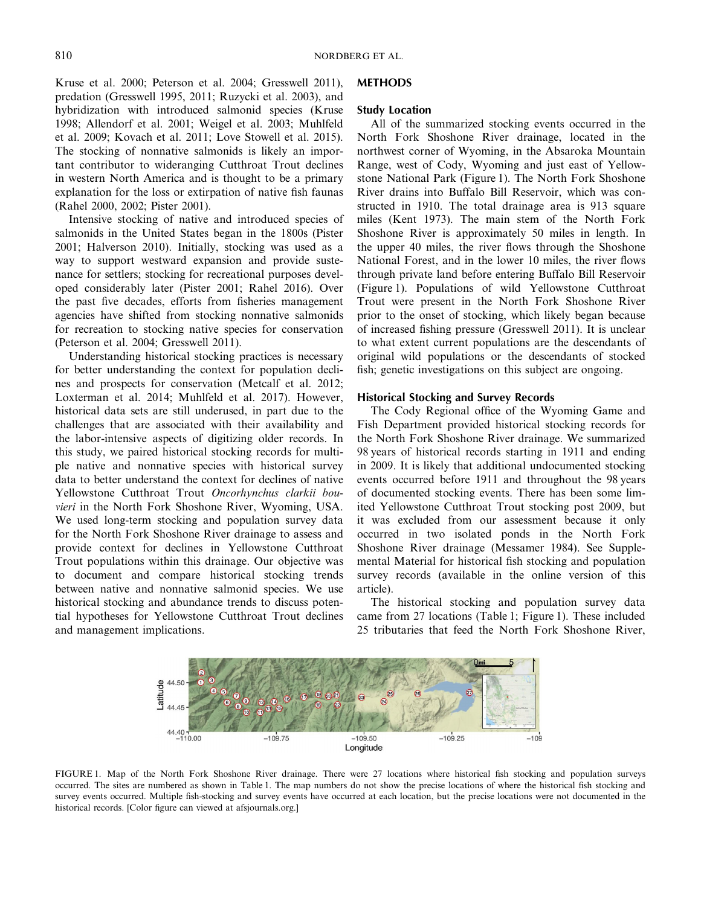Kruse et al. 2000; Peterson et al. 2004; Gresswell 2011), predation (Gresswell 1995, 2011; Ruzycki et al. 2003), and hybridization with introduced salmonid species (Kruse 1998; Allendorf et al. 2001; Weigel et al. 2003; Muhlfeld et al. 2009; Kovach et al. 2011; Love Stowell et al. 2015). The stocking of nonnative salmonids is likely an important contributor to wideranging Cutthroat Trout declines in western North America and is thought to be a primary explanation for the loss or extirpation of native fish faunas (Rahel 2000, 2002; Pister 2001).

Intensive stocking of native and introduced species of salmonids in the United States began in the 1800s (Pister 2001; Halverson 2010). Initially, stocking was used as a way to support westward expansion and provide sustenance for settlers; stocking for recreational purposes developed considerably later (Pister 2001; Rahel 2016). Over the past five decades, efforts from fisheries management agencies have shifted from stocking nonnative salmonids for recreation to stocking native species for conservation (Peterson et al. 2004; Gresswell 2011).

Understanding historical stocking practices is necessary for better understanding the context for population declines and prospects for conservation (Metcalf et al. 2012; Loxterman et al. 2014; Muhlfeld et al. 2017). However, historical data sets are still underused, in part due to the challenges that are associated with their availability and the labor-intensive aspects of digitizing older records. In this study, we paired historical stocking records for multiple native and nonnative species with historical survey data to better understand the context for declines of native Yellowstone Cutthroat Trout *Oncorhynchus clarkii bouvieri* in the North Fork Shoshone River, Wyoming, USA. We used long-term stocking and population survey data for the North Fork Shoshone River drainage to assess and provide context for declines in Yellowstone Cutthroat Trout populations within this drainage. Our objective was to document and compare historical stocking trends between native and nonnative salmonid species. We use historical stocking and abundance trends to discuss potential hypotheses for Yellowstone Cutthroat Trout declines and management implications.

## METHODS

### Study Location

All of the summarized stocking events occurred in the North Fork Shoshone River drainage, located in the northwest corner of Wyoming, in the Absaroka Mountain Range, west of Cody, Wyoming and just east of Yellowstone National Park (Figure 1). The North Fork Shoshone River drains into Buffalo Bill Reservoir, which was constructed in 1910. The total drainage area is 913 square miles (Kent 1973). The main stem of the North Fork Shoshone River is approximately 50 miles in length. In the upper 40 miles, the river flows through the Shoshone National Forest, and in the lower 10 miles, the river flows through private land before entering Buffalo Bill Reservoir (Figure 1). Populations of wild Yellowstone Cutthroat Trout were present in the North Fork Shoshone River prior to the onset of stocking, which likely began because of increased fishing pressure (Gresswell 2011). It is unclear to what extent current populations are the descendants of original wild populations or the descendants of stocked fish; genetic investigations on this subject are ongoing.

### Historical Stocking and Survey Records

The Cody Regional office of the Wyoming Game and Fish Department provided historical stocking records for the North Fork Shoshone River drainage. We summarized 98 years of historical records starting in 1911 and ending in 2009. It is likely that additional undocumented stocking events occurred before 1911 and throughout the 98 years of documented stocking events. There has been some limited Yellowstone Cutthroat Trout stocking post 2009, but it was excluded from our assessment because it only occurred in two isolated ponds in the North Fork Shoshone River drainage (Messamer 1984). See Supplemental Material for historical fish stocking and population survey records (available in the online version of this article).

The historical stocking and population survey data came from 27 locations (Table 1; Figure 1). These included 25 tributaries that feed the North Fork Shoshone River,

FIGURE 1. Map of the North Fork Shoshone River drainage. There were 27 locations where historical fish stocking and population surveys occurred. The sites are numbered as shown in Table 1. The map numbers do not show the precise locations of where the historical fish stocking and survey events occurred. Multiple fish-stocking and survey events have occurred at each location, but the precise locations were not documented in the historical records. [Color figure can viewed at afsjournals.org.]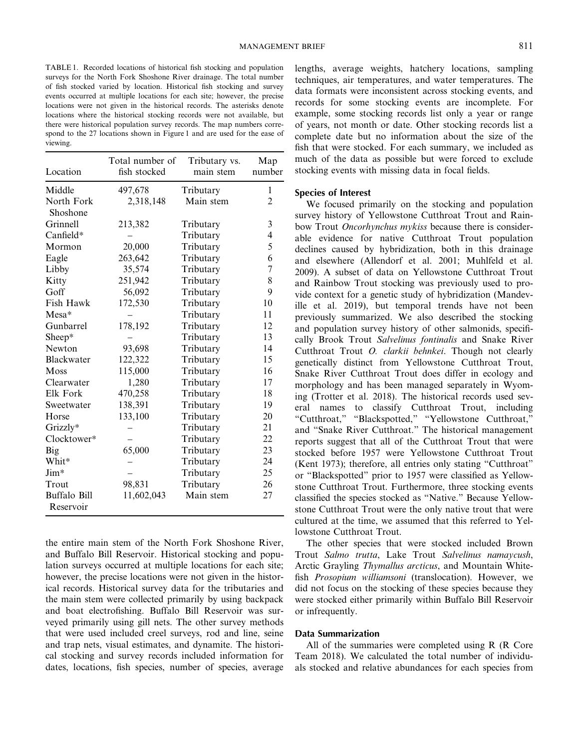TABLE 1. Recorded locations of historical fish stocking and population surveys for the North Fork Shoshone River drainage. The total number of fish stocked varied by location. Historical fish stocking and survey events occurred at multiple locations for each site; however, the precise locations were not given in the historical records. The asterisks denote locations where the historical stocking records were not available, but there were historical population survey records. The map numbers correspond to the 27 locations shown in Figure 1 and are used for the ease of viewing.

| Location | Total number of fish stocked | Tributary vs. main stem | Map number |
|---|---|---|---|
| Middle | 497,678 | Tributary | 1 |
| North Fork Shoshone | 2,318,148 | Main stem | 2 |
| Grinnell | 213,382 | Tributary | 3 |
| Canfield* | – | Tributary | 4 |
| Mormon | 20,000 | Tributary | 5 |
| Eagle | 263,642 | Tributary | 6 |
| Libby | 35,574 | Tributary | 7 |
| Kitty | 251,942 | Tributary | 8 |
| Goff | 56,092 | Tributary | 9 |
| Fish Hawk | 172,530 | Tributary | 10 |
| Mesa* | – | Tributary | 11 |
| Gunbarrel | 178,192 | Tributary | 12 |
| Sheep* | – | Tributary | 13 |
| Newton | 93,698 | Tributary | 14 |
| Blackwater | 122,322 | Tributary | 15 |
| Moss | 115,000 | Tributary | 16 |
| Clearwater | 1,280 | Tributary | 17 |
| Elk Fork | 470,258 | Tributary | 18 |
| Sweetwater | 138,391 | Tributary | 19 |
| Horse | 133,100 | Tributary | 20 |
| Grizzly* | – | Tributary | 21 |
| Clocktower* | – | Tributary | 22 |
| Big | 65,000 | Tributary | 23 |
| Whit* | – | Tributary | 24 |
| Jim* | – | Tributary | 25 |
| Trout | 98,831 | Tributary | 26 |
| Buffalo Bill Reservoir | 11,602,043 | Main stem | 27 |

the entire main stem of the North Fork Shoshone River, and Buffalo Bill Reservoir. Historical stocking and population surveys occurred at multiple locations for each site; however, the precise locations were not given in the historical records. Historical survey data for the tributaries and the main stem were collected primarily by using backpack and boat electrofishing. Buffalo Bill Reservoir was surveyed primarily using gill nets. The other survey methods that were used included creel surveys, rod and line, seine and trap nets, visual estimates, and dynamite. The historical stocking and survey records included information for dates, locations, fish species, number of species, average lengths, average weights, hatchery locations, sampling techniques, air temperatures, and water temperatures. The data formats were inconsistent across stocking events, and records for some stocking events are incomplete. For example, some stocking records list only a year or range of years, not month or date. Other stocking records list a complete date but no information about the size of the fish that were stocked. For each summary, we included as much of the data as possible but were forced to exclude stocking events with missing data in focal fields.

### Species of Interest

We focused primarily on the stocking and population survey history of Yellowstone Cutthroat Trout and Rainbow Trout *Oncorhynchus mykiss* because there is considerable evidence for native Cutthroat Trout population declines caused by hybridization, both in this drainage and elsewhere (Allendorf et al. 2001; Muhlfeld et al. 2009). A subset of data on Yellowstone Cutthroat Trout and Rainbow Trout stocking was previously used to provide context for a genetic study of hybridization (Mandeville et al. 2019), but temporal trends have not been previously summarized. We also described the stocking and population survey history of other salmonids, specifically Brook Trout *Salvelinus fontinalis* and Snake River Cutthroat Trout *O. clarkii behnkei*. Though not clearly genetically distinct from Yellowstone Cutthroat Trout, Snake River Cutthroat Trout does differ in ecology and morphology and has been managed separately in Wyoming (Trotter et al. 2018). The historical records used several names to classify Cutthroat Trout, including "Cutthroat," "Blackspotted," "Yellowstone Cutthroat," and "Snake River Cutthroat." The historical management reports suggest that all of the Cutthroat Trout that were stocked before 1957 were Yellowstone Cutthroat Trout (Kent 1973); therefore, all entries only stating "Cutthroat" or "Blackspotted" prior to 1957 were classified as Yellowstone Cutthroat Trout. Furthermore, three stocking events classified the species stocked as "Native." Because Yellowstone Cutthroat Trout were the only native trout that were cultured at the time, we assumed that this referred to Yellowstone Cutthroat Trout.

The other species that were stocked included Brown Trout *Salmo trutta*, Lake Trout *Salvelinus namaycush*, Arctic Grayling *Thymallus arcticus*, and Mountain Whitefish *Prosopium williamsoni* (translocation). However, we did not focus on the stocking of these species because they were stocked either primarily within Buffalo Bill Reservoir or infrequently.

### Data Summarization

All of the summaries were completed using R (R Core Team 2018). We calculated the total number of individuals stocked and relative abundances for each species from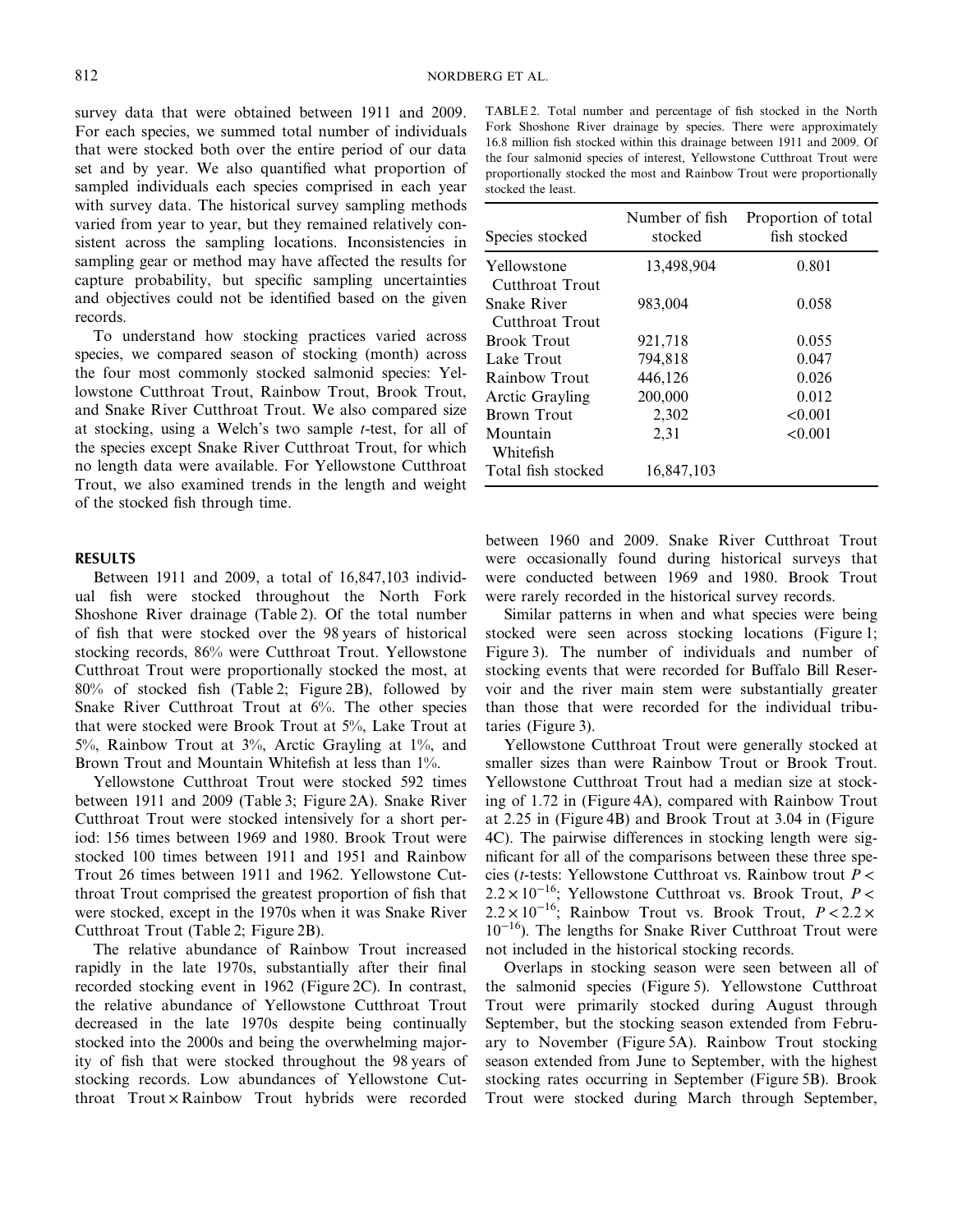survey data that were obtained between 1911 and 2009. For each species, we summed total number of individuals that were stocked both over the entire period of our data set and by year. We also quantified what proportion of sampled individuals each species comprised in each year with survey data. The historical survey sampling methods varied from year to year, but they remained relatively consistent across the sampling locations. Inconsistencies in sampling gear or method may have affected the results for capture probability, but specific sampling uncertainties and objectives could not be identified based on the given records.

To understand how stocking practices varied across species, we compared season of stocking (month) across the four most commonly stocked salmonid species: Yellowstone Cutthroat Trout, Rainbow Trout, Brook Trout, and Snake River Cutthroat Trout. We also compared size at stocking, using a Welch's two sample *t*-test, for all of the species except Snake River Cutthroat Trout, for which no length data were available. For Yellowstone Cutthroat Trout, we also examined trends in the length and weight of the stocked fish through time.

## RESULTS

Between 1911 and 2009, a total of 16,847,103 individual fish were stocked throughout the North Fork Shoshone River drainage (Table 2). Of the total number of fish that were stocked over the 98 years of historical stocking records, 86% were Cutthroat Trout. Yellowstone Cutthroat Trout were proportionally stocked the most, at 80% of stocked fish (Table 2; Figure 2B), followed by Snake River Cutthroat Trout at 6%. The other species that were stocked were Brook Trout at 5%, Lake Trout at 5%, Rainbow Trout at 3%, Arctic Grayling at 1%, and Brown Trout and Mountain Whitefish at less than 1%.

TABLE 2. Total number and percentage of fish stocked in the North Fork Shoshone River drainage by species. There were approximately 16.8 million fish stocked within this drainage between 1911 and 2009. Of the four salmonid species of interest, Yellowstone Cutthroat Trout were proportionally stocked the most and Rainbow Trout were proportionally stocked the least.

| Species stocked | Number of fish stocked | Proportion of total fish stocked |
|---|---|---|
| Yellowstone Cutthroat Trout | 13,498,904 | 0.801 |
| Snake River Cutthroat Trout | 983,004 | 0.058 |
| Brook Trout | 921,718 | 0.055 |
| Lake Trout | 794,818 | 0.047 |
| Rainbow Trout | 446,126 | 0.026 |
| Arctic Grayling | 200,000 | 0.012 |
| Brown Trout | 2,302 | <0.001 |
| Mountain Whitefish | 2,31 | <0.001 |
| Total fish stocked | 16,847,103 | |

Yellowstone Cutthroat Trout were stocked 592 times between 1911 and 2009 (Table 3; Figure 2A). Snake River Cutthroat Trout were stocked intensively for a short period: 156 times between 1969 and 1980. Brook Trout were stocked 100 times between 1911 and 1951 and Rainbow Trout 26 times between 1911 and 1962. Yellowstone Cutthroat Trout comprised the greatest proportion of fish that were stocked, except in the 1970s when it was Snake River Cutthroat Trout (Table 2; Figure 2B).

The relative abundance of Rainbow Trout increased rapidly in the late 1970s, substantially after their final recorded stocking event in 1962 (Figure 2C). In contrast, the relative abundance of Yellowstone Cutthroat Trout decreased in the late 1970s despite being continually stocked into the 2000s and being the overwhelming majority of fish that were stocked throughout the 98 years of stocking records. Low abundances of Yellowstone Cutthroat Trout × Rainbow Trout hybrids were recorded between 1960 and 2009. Snake River Cutthroat Trout were occasionally found during historical surveys that were conducted between 1969 and 1980. Brook Trout were rarely recorded in the historical survey records.

Similar patterns in when and what species were being stocked were seen across stocking locations (Figure 1; Figure 3). The number of individuals and number of stocking events that were recorded for Buffalo Bill Reservoir and the river main stem were substantially greater than those that were recorded for the individual tributaries (Figure 3).

Yellowstone Cutthroat Trout were generally stocked at smaller sizes than were Rainbow Trout or Brook Trout. Yellowstone Cutthroat Trout had a median size at stocking of 1.72 in (Figure 4A), compared with Rainbow Trout at 2.25 in (Figure 4B) and Brook Trout at 3.04 in (Figure 4C). The pairwise differences in stocking length were significant for all of the comparisons between these three species (*t*-tests: Yellowstone Cutthroat vs. Rainbow trout $P < 2.2 \times 10^{-16}$; Yellowstone Cutthroat vs. Brook Trout, $P < 2.2 \times 10^{-16}$; Rainbow Trout vs. Brook Trout, $P < 2.2 \times 10^{-16}$). The lengths for Snake River Cutthroat Trout were not included in the historical stocking records.

Overlaps in stocking season were seen between all of the salmonid species (Figure 5). Yellowstone Cutthroat Trout were primarily stocked during August through September, but the stocking season extended from February to November (Figure 5A). Rainbow Trout stocking season extended from June to September, with the highest stocking rates occurring in September (Figure 5B). Brook Trout were stocked during March through September,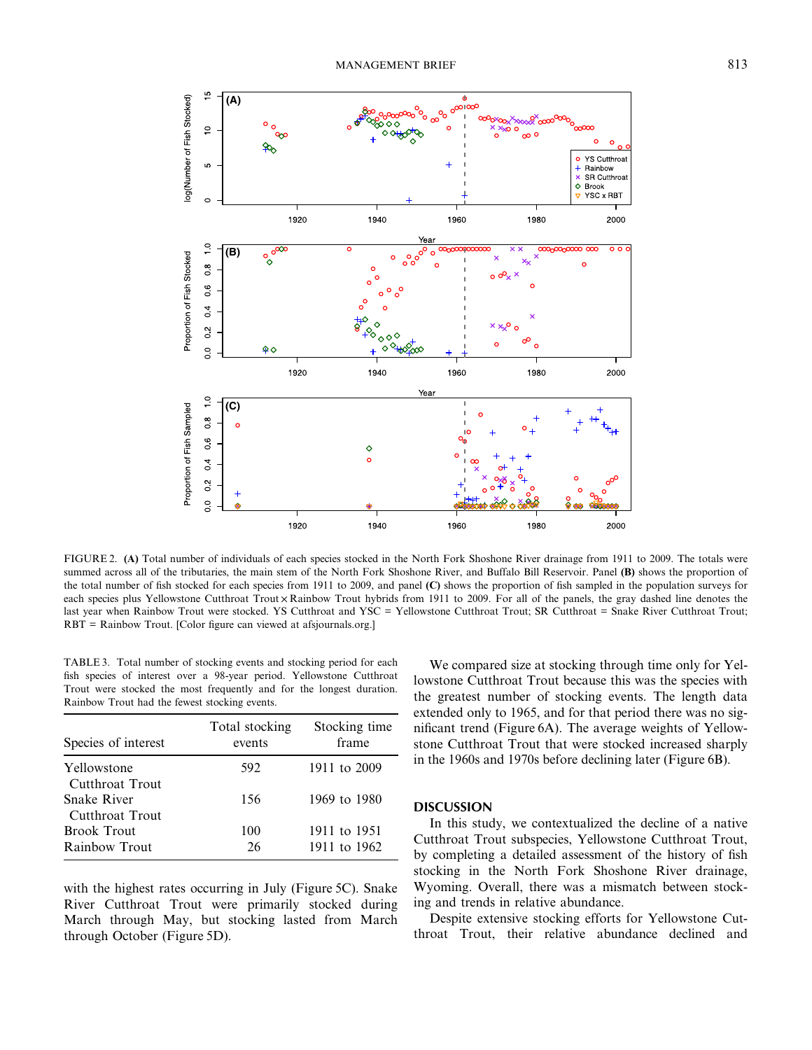FIGURE 2. **(A)** Total number of individuals of each species stocked in the North Fork Shoshone River drainage from 1911 to 2009. The totals were summed across all of the tributaries, the main stem of the North Fork Shoshone River, and Buffalo Bill Reservoir. Panel **(B)** shows the proportion of the total number of fish stocked for each species from 1911 to 2009, and panel **(C)** shows the proportion of fish sampled in the population surveys for each species plus Yellowstone Cutthroat Trout × Rainbow Trout hybrids from 1911 to 2009. For all of the panels, the gray dashed line denotes the last year when Rainbow Trout were stocked. YS Cutthroat and YSC = Yellowstone Cutthroat Trout; SR Cutthroat = Snake River Cutthroat Trout; RBT = Rainbow Trout. [Color figure can viewed at afsjournals.org.]

TABLE 3. Total number of stocking events and stocking period for each fish species of interest over a 98-year period. Yellowstone Cutthroat Trout were stocked the most frequently and for the longest duration. Rainbow Trout had the fewest stocking events.

| Species of interest | Total stocking events | Stocking time frame |
|---|---|---|
| Yellowstone Cutthroat Trout | 592 | 1911 to 2009 |
| Snake River Cutthroat Trout | 156 | 1969 to 1980 |
| Brook Trout | 100 | 1911 to 1951 |
| Rainbow Trout | 26 | 1911 to 1962 |

with the highest rates occurring in July (Figure 5C). Snake River Cutthroat Trout were primarily stocked during March through May, but stocking lasted from March through October (Figure 5D).

We compared size at stocking through time only for Yellowstone Cutthroat Trout because this was the species with the greatest number of stocking events. The length data extended only to 1965, and for that period there was no significant trend (Figure 6A). The average weights of Yellowstone Cutthroat Trout that were stocked increased sharply in the 1960s and 1970s before declining later (Figure 6B).

## DISCUSSION

In this study, we contextualized the decline of a native Cutthroat Trout subspecies, Yellowstone Cutthroat Trout, by completing a detailed assessment of the history of fish stocking in the North Fork Shoshone River drainage, Wyoming. Overall, there was a mismatch between stocking and trends in relative abundance.

Despite extensive stocking efforts for Yellowstone Cutthroat Trout, their relative abundance declined and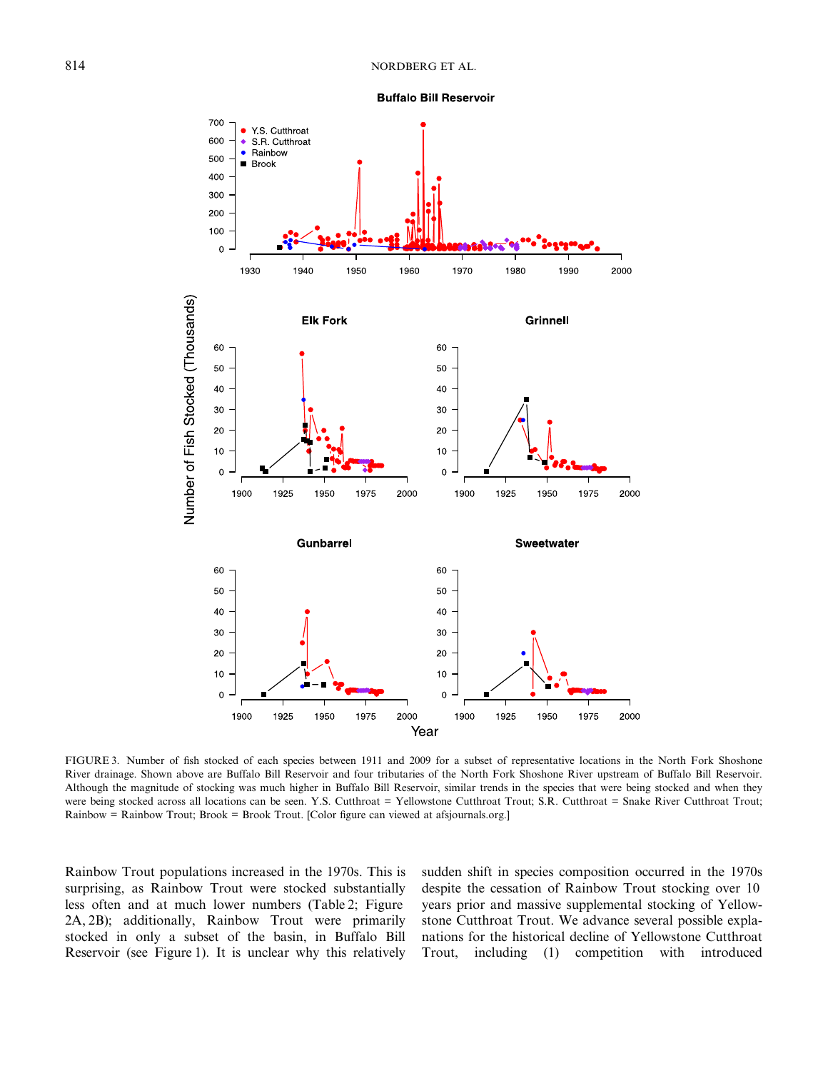FIGURE 3. Number of fish stocked of each species between 1911 and 2009 for a subset of representative locations in the North Fork Shoshone River drainage. Shown above are Buffalo Bill Reservoir and four tributaries of the North Fork Shoshone River upstream of Buffalo Bill Reservoir. Although the magnitude of stocking was much higher in Buffalo Bill Reservoir, similar trends in the species that were being stocked and when they were being stocked across all locations can be seen. Y.S. Cutthroat = Yellowstone Cutthroat Trout; S.R. Cutthroat = Snake River Cutthroat Trout; Rainbow = Rainbow Trout; Brook = Brook Trout. [Color figure can viewed at afsjournals.org.]

Rainbow Trout populations increased in the 1970s. This is surprising, as Rainbow Trout were stocked substantially less often and at much lower numbers (Table 2; Figure 2A, 2B); additionally, Rainbow Trout were primarily stocked in only a subset of the basin, in Buffalo Bill Reservoir (see Figure 1). It is unclear why this relatively sudden shift in species composition occurred in the 1970s despite the cessation of Rainbow Trout stocking over 10 years prior and massive supplemental stocking of Yellowstone Cutthroat Trout. We advance several possible explanations for the historical decline of Yellowstone Cutthroat Trout, including (1) competition with introduced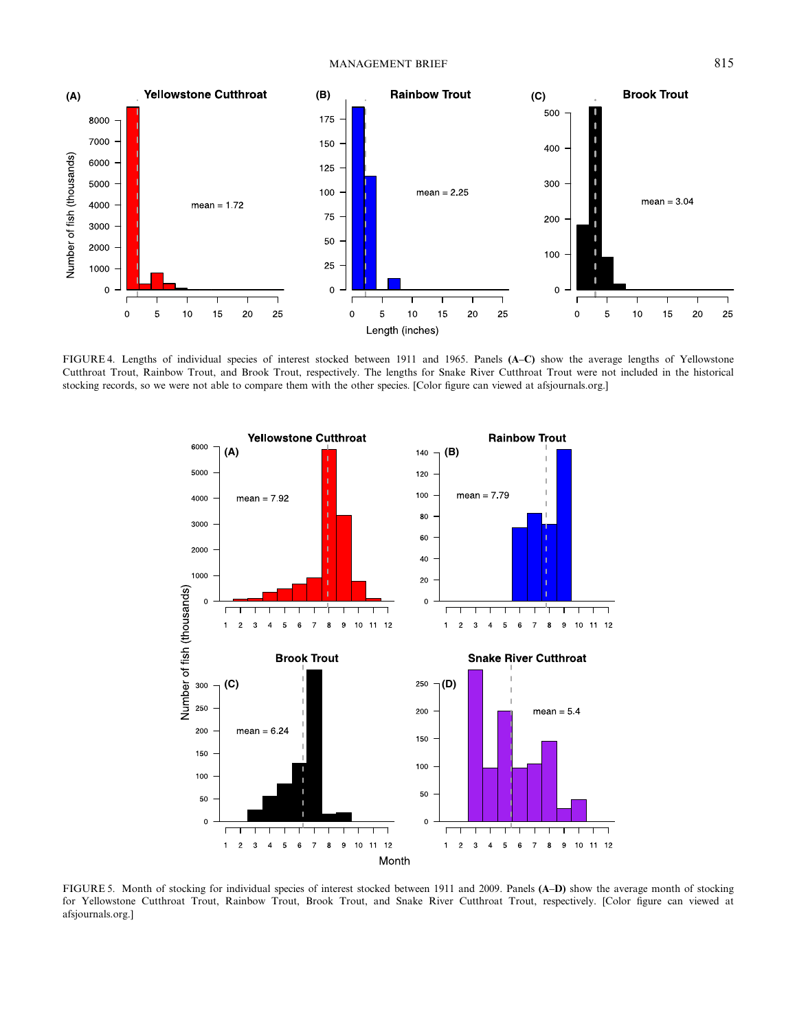FIGURE 4. Lengths of individual species of interest stocked between 1911 and 1965. Panels **(A–C)** show the average lengths of Yellowstone Cutthroat Trout, Rainbow Trout, and Brook Trout, respectively. The lengths for Snake River Cutthroat Trout were not included in the historical stocking records, so we were not able to compare them with the other species. [Color figure can viewed at afsjournals.org.]

FIGURE 5. Month of stocking for individual species of interest stocked between 1911 and 2009. Panels **(A–D)** show the average month of stocking for Yellowstone Cutthroat Trout, Rainbow Trout, Brook Trout, and Snake River Cutthroat Trout, respectively. [Color figure can viewed at afsjournals.org.]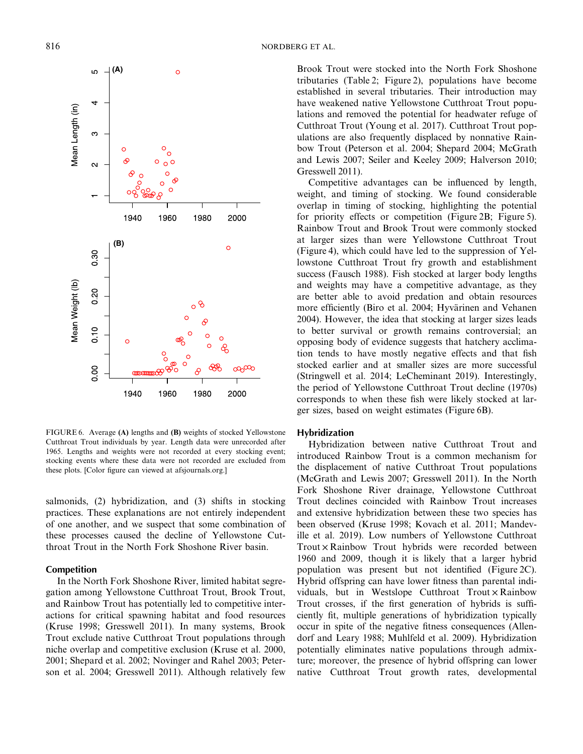FIGURE 6. Average **(A)** lengths and **(B)** weights of stocked Yellowstone Cutthroat Trout individuals by year. Length data were unrecorded after 1965. Lengths and weights were not recorded at every stocking event; stocking events where these data were not recorded are excluded from these plots. [Color figure can viewed at afsjournals.org.]

salmonids, (2) hybridization, and (3) shifts in stocking practices. These explanations are not entirely independent of one another, and we suspect that some combination of these processes caused the decline of Yellowstone Cutthroat Trout in the North Fork Shoshone River basin.

### Competition

In the North Fork Shoshone River, limited habitat segregation among Yellowstone Cutthroat Trout, Brook Trout, and Rainbow Trout has potentially led to competitive interactions for critical spawning habitat and food resources (Kruse 1998; Gresswell 2011). In many systems, Brook Trout exclude native Cutthroat Trout populations through niche overlap and competitive exclusion (Kruse et al. 2000, 2001; Shepard et al. 2002; Novinger and Rahel 2003; Peterson et al. 2004; Gresswell 2011). Although relatively few Brook Trout were stocked into the North Fork Shoshone tributaries (Table 2; Figure 2), populations have become established in several tributaries. Their introduction may have weakened native Yellowstone Cutthroat Trout populations and removed the potential for headwater refuge of Cutthroat Trout (Young et al. 2017). Cutthroat Trout populations are also frequently displaced by nonnative Rainbow Trout (Peterson et al. 2004; Shepard 2004; McGrath and Lewis 2007; Seiler and Keeley 2009; Halverson 2010; Gresswell 2011).

Competitive advantages can be influenced by length, weight, and timing of stocking. We found considerable overlap in timing of stocking, highlighting the potential for priority effects or competition (Figure 2B; Figure 5). Rainbow Trout and Brook Trout were commonly stocked at larger sizes than were Yellowstone Cutthroat Trout (Figure 4), which could have led to the suppression of Yellowstone Cutthroat Trout fry growth and establishment success (Fausch 1988). Fish stocked at larger body lengths and weights may have a competitive advantage, as they are better able to avoid predation and obtain resources more efficiently (Biro et al. 2004; Hyvärinen and Vehanen 2004). However, the idea that stocking at larger sizes leads to better survival or growth remains controversial; an opposing body of evidence suggests that hatchery acclimation tends to have mostly negative effects and that fish stocked earlier and at smaller sizes are more successful (Stringwell et al. 2014; LeCheminant 2019). Interestingly, the period of Yellowstone Cutthroat Trout decline (1970s) corresponds to when these fish were likely stocked at larger sizes, based on weight estimates (Figure 6B).

### Hybridization

Hybridization between native Cutthroat Trout and introduced Rainbow Trout is a common mechanism for the displacement of native Cutthroat Trout populations (McGrath and Lewis 2007; Gresswell 2011). In the North Fork Shoshone River drainage, Yellowstone Cutthroat Trout declines coincided with Rainbow Trout increases and extensive hybridization between these two species has been observed (Kruse 1998; Kovach et al. 2011; Mandeville et al. 2019). Low numbers of Yellowstone Cutthroat Trout × Rainbow Trout hybrids were recorded between 1960 and 2009, though it is likely that a larger hybrid population was present but not identified (Figure 2C). Hybrid offspring can have lower fitness than parental individuals, but in Westslope Cutthroat Trout × Rainbow Trout crosses, if the first generation of hybrids is sufficiently fit, multiple generations of hybridization typically occur in spite of the negative fitness consequences (Allendorf and Leary 1988; Muhlfeld et al. 2009). Hybridization potentially eliminates native populations through admixture; moreover, the presence of hybrid offspring can lower native Cutthroat Trout growth rates, developmental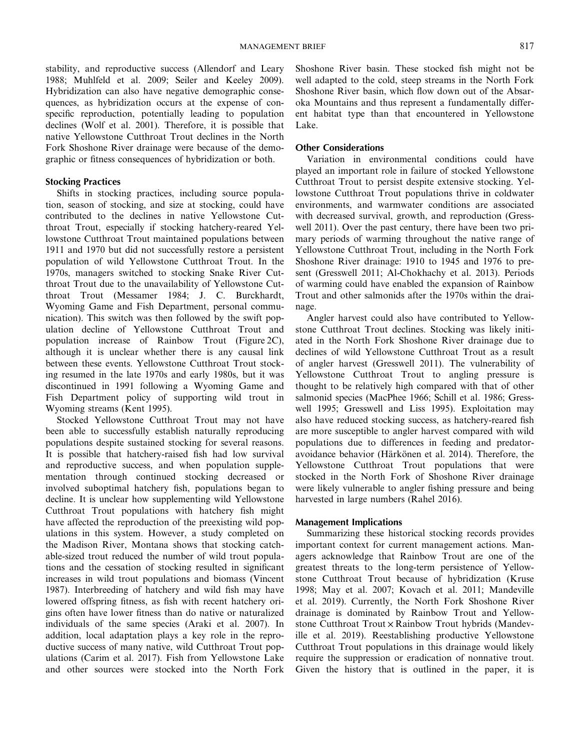stability, and reproductive success (Allendorf and Leary 1988; Muhlfeld et al. 2009; Seiler and Keeley 2009). Hybridization can also have negative demographic consequences, as hybridization occurs at the expense of conspecific reproduction, potentially leading to population declines (Wolf et al. 2001). Therefore, it is possible that native Yellowstone Cutthroat Trout declines in the North Fork Shoshone River drainage were because of the demographic or fitness consequences of hybridization or both.

### Stocking Practices

Shifts in stocking practices, including source population, season of stocking, and size at stocking, could have contributed to the declines in native Yellowstone Cutthroat Trout, especially if stocking hatchery-reared Yellowstone Cutthroat Trout maintained populations between 1911 and 1970 but did not successfully restore a persistent population of wild Yellowstone Cutthroat Trout. In the 1970s, managers switched to stocking Snake River Cutthroat Trout due to the unavailability of Yellowstone Cutthroat Trout (Messamer 1984; J. C. Burckhardt, Wyoming Game and Fish Department, personal communication). This switch was then followed by the swift population decline of Yellowstone Cutthroat Trout and population increase of Rainbow Trout (Figure 2C), although it is unclear whether there is any causal link between these events. Yellowstone Cutthroat Trout stocking resumed in the late 1970s and early 1980s, but it was discontinued in 1991 following a Wyoming Game and Fish Department policy of supporting wild trout in Wyoming streams (Kent 1995).

Stocked Yellowstone Cutthroat Trout may not have been able to successfully establish naturally reproducing populations despite sustained stocking for several reasons. It is possible that hatchery-raised fish had low survival and reproductive success, and when population supplementation through continued stocking decreased or involved suboptimal hatchery fish, populations began to decline. It is unclear how supplementing wild Yellowstone Cutthroat Trout populations with hatchery fish might have affected the reproduction of the preexisting wild populations in this system. However, a study completed on the Madison River, Montana shows that stocking catchable-sized trout reduced the number of wild trout populations and the cessation of stocking resulted in significant increases in wild trout populations and biomass (Vincent 1987). Interbreeding of hatchery and wild fish may have lowered offspring fitness, as fish with recent hatchery origins often have lower fitness than do native or naturalized individuals of the same species (Araki et al. 2007). In addition, local adaptation plays a key role in the reproductive success of many native, wild Cutthroat Trout populations (Carim et al. 2017). Fish from Yellowstone Lake and other sources were stocked into the North Fork Shoshone River basin. These stocked fish might not be well adapted to the cold, steep streams in the North Fork Shoshone River basin, which flow down out of the Absaroka Mountains and thus represent a fundamentally different habitat type than that encountered in Yellowstone Lake.

### Other Considerations

Variation in environmental conditions could have played an important role in failure of stocked Yellowstone Cutthroat Trout to persist despite extensive stocking. Yellowstone Cutthroat Trout populations thrive in coldwater environments, and warmwater conditions are associated with decreased survival, growth, and reproduction (Gresswell 2011). Over the past century, there have been two primary periods of warming throughout the native range of Yellowstone Cutthroat Trout, including in the North Fork Shoshone River drainage: 1910 to 1945 and 1976 to present (Gresswell 2011; Al-Chokhachy et al. 2013). Periods of warming could have enabled the expansion of Rainbow Trout and other salmonids after the 1970s within the drainage.

Angler harvest could also have contributed to Yellowstone Cutthroat Trout declines. Stocking was likely initiated in the North Fork Shoshone River drainage due to declines of wild Yellowstone Cutthroat Trout as a result of angler harvest (Gresswell 2011). The vulnerability of Yellowstone Cutthroat Trout to angling pressure is thought to be relatively high compared with that of other salmonid species (MacPhee 1966; Schill et al. 1986; Gresswell 1995; Gresswell and Liss 1995). Exploitation may also have reduced stocking success, as hatchery-reared fish are more susceptible to angler harvest compared with wild populations due to differences in feeding and predator-avoidance behavior (Härkönen et al. 2014). Therefore, the Yellowstone Cutthroat Trout populations that were stocked in the North Fork of Shoshone River drainage were likely vulnerable to angler fishing pressure and being harvested in large numbers (Rahel 2016).

### Management Implications

Summarizing these historical stocking records provides important context for current management actions. Managers acknowledge that Rainbow Trout are one of the greatest threats to the long-term persistence of Yellowstone Cutthroat Trout because of hybridization (Kruse 1998; May et al. 2007; Kovach et al. 2011; Mandeville et al. 2019). Currently, the North Fork Shoshone River drainage is dominated by Rainbow Trout and Yellowstone Cutthroat Trout × Rainbow Trout hybrids (Mandeville et al. 2019). Reestablishing productive Yellowstone Cutthroat Trout populations in this drainage would likely require the suppression or eradication of nonnative trout. Given the history that is outlined in the paper, it is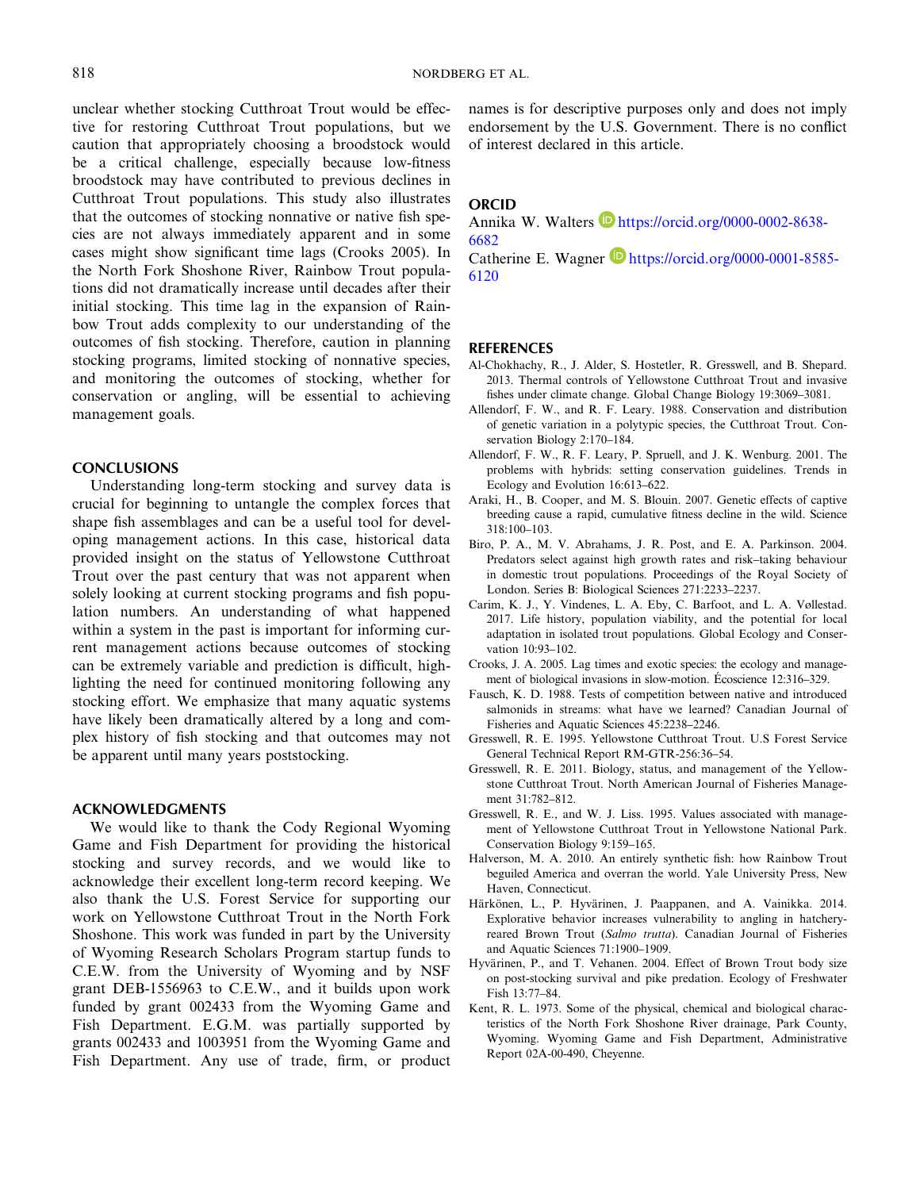unclear whether stocking Cutthroat Trout would be effective for restoring Cutthroat Trout populations, but we caution that appropriately choosing a broodstock would be a critical challenge, especially because low-fitness broodstock may have contributed to previous declines in Cutthroat Trout populations. This study also illustrates that the outcomes of stocking nonnative or native fish species are not always immediately apparent and in some cases might show significant time lags (Crooks 2005). In the North Fork Shoshone River, Rainbow Trout populations did not dramatically increase until decades after their initial stocking. This time lag in the expansion of Rainbow Trout adds complexity to our understanding of the outcomes of fish stocking. Therefore, caution in planning stocking programs, limited stocking of nonnative species, and monitoring the outcomes of stocking, whether for conservation or angling, will be essential to achieving management goals.

## CONCLUSIONS

Understanding long-term stocking and survey data is crucial for beginning to untangle the complex forces that shape fish assemblages and can be a useful tool for developing management actions. In this case, historical data provided insight on the status of Yellowstone Cutthroat Trout over the past century that was not apparent when solely looking at current stocking programs and fish population numbers. An understanding of what happened within a system in the past is important for informing current management actions because outcomes of stocking can be extremely variable and prediction is difficult, highlighting the need for continued monitoring following any stocking effort. We emphasize that many aquatic systems have likely been dramatically altered by a long and complex history of fish stocking and that outcomes may not be apparent until many years poststocking.

## ACKNOWLEDGMENTS

We would like to thank the Cody Regional Wyoming Game and Fish Department for providing the historical stocking and survey records, and we would like to acknowledge their excellent long-term record keeping. We also thank the U.S. Forest Service for supporting our work on Yellowstone Cutthroat Trout in the North Fork Shoshone. This work was funded in part by the University of Wyoming Research Scholars Program startup funds to C.E.W. from the University of Wyoming and by NSF grant DEB-1556963 to C.E.W., and it builds upon work funded by grant 002433 from the Wyoming Game and Fish Department. E.G.M. was partially supported by grants 002433 and 1003951 from the Wyoming Game and Fish Department. Any use of trade, firm, or product names is for descriptive purposes only and does not imply endorsement by the U.S. Government. There is no conflict of interest declared in this article.

## ORCID

Annika W. Walters https://orcid.org/0000-0002-8638-6682

Catherine E. Wagner https://orcid.org/0000-0001-8585-6120

## REFERENCES

Al-Chokhachy, R., J. Alder, S. Hostetler, R. Gresswell, and B. Shepard. 2013. Thermal controls of Yellowstone Cutthroat Trout and invasive fishes under climate change. Global Change Biology 19:3069–3081.

Allendorf, F. W., and R. F. Leary. 1988. Conservation and distribution of genetic variation in a polytypic species, the Cutthroat Trout. Conservation Biology 2:170–184.

Allendorf, F. W., R. F. Leary, P. Spruell, and J. K. Wenburg. 2001. The problems with hybrids: setting conservation guidelines. Trends in Ecology and Evolution 16:613–622.

Araki, H., B. Cooper, and M. S. Blouin. 2007. Genetic effects of captive breeding cause a rapid, cumulative fitness decline in the wild. Science 318:100–103.

Biro, P. A., M. V. Abrahams, J. R. Post, and E. A. Parkinson. 2004. Predators select against high growth rates and risk–taking behaviour in domestic trout populations. Proceedings of the Royal Society of London. Series B: Biological Sciences 271:2233–2237.

Carim, K. J., Y. Vindenes, L. A. Eby, C. Barfoot, and L. A. Vøllestad. 2017. Life history, population viability, and the potential for local adaptation in isolated trout populations. Global Ecology and Conservation 10:93–102.

Crooks, J. A. 2005. Lag times and exotic species: the ecology and management of biological invasions in slow-motion. Écoscience 12:316–329.

Fausch, K. D. 1988. Tests of competition between native and introduced salmonids in streams: what have we learned? Canadian Journal of Fisheries and Aquatic Sciences 45:2238–2246.

Gresswell, R. E. 1995. Yellowstone Cutthroat Trout. U.S Forest Service General Technical Report RM-GTR-256:36–54.

Gresswell, R. E. 2011. Biology, status, and management of the Yellowstone Cutthroat Trout. North American Journal of Fisheries Management 31:782–812.

Gresswell, R. E., and W. J. Liss. 1995. Values associated with management of Yellowstone Cutthroat Trout in Yellowstone National Park. Conservation Biology 9:159–165.

Halverson, M. A. 2010. An entirely synthetic fish: how Rainbow Trout beguiled America and overran the world. Yale University Press, New Haven, Connecticut.

Härkönen, L., P. Hyvärinen, J. Paappanen, and A. Vainikka. 2014. Explorative behavior increases vulnerability to angling in hatchery-reared Brown Trout (*Salmo trutta*). Canadian Journal of Fisheries and Aquatic Sciences 71:1900–1909.

Hyvärinen, P., and T. Vehanen. 2004. Effect of Brown Trout body size on post-stocking survival and pike predation. Ecology of Freshwater Fish 13:77–84.

Kent, R. L. 1973. Some of the physical, chemical and biological characteristics of the North Fork Shoshone River drainage, Park County, Wyoming. Wyoming Game and Fish Department, Administrative Report 02A-00-490, Cheyenne.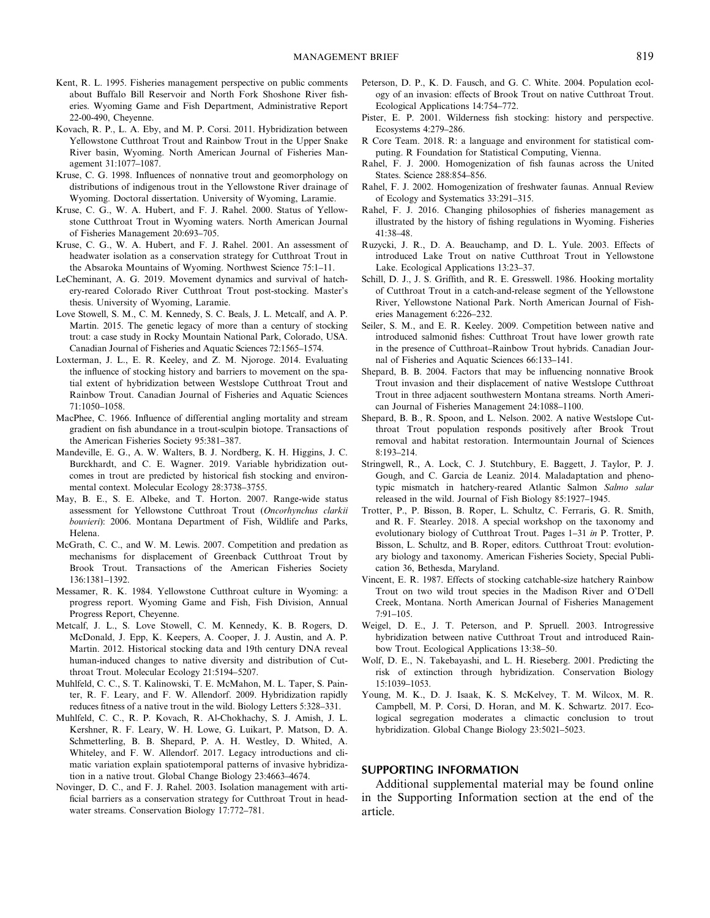Kent, R. L. 1995. Fisheries management perspective on public comments about Buffalo Bill Reservoir and North Fork Shoshone River fisheries. Wyoming Game and Fish Department, Administrative Report 22-00-490, Cheyenne.

Kovach, R. P., L. A. Eby, and M. P. Corsi. 2011. Hybridization between Yellowstone Cutthroat Trout and Rainbow Trout in the Upper Snake River basin, Wyoming. North American Journal of Fisheries Management 31:1077–1087.

Kruse, C. G. 1998. Influences of nonnative trout and geomorphology on distributions of indigenous trout in the Yellowstone River drainage of Wyoming. Doctoral dissertation. University of Wyoming, Laramie.

Kruse, C. G., W. A. Hubert, and F. J. Rahel. 2000. Status of Yellowstone Cutthroat Trout in Wyoming waters. North American Journal of Fisheries Management 20:693–705.

Kruse, C. G., W. A. Hubert, and F. J. Rahel. 2001. An assessment of headwater isolation as a conservation strategy for Cutthroat Trout in the Absaroka Mountains of Wyoming. Northwest Science 75:1–11.

LeCheminant, A. G. 2019. Movement dynamics and survival of hatchery-reared Colorado River Cutthroat Trout post-stocking. Master's thesis. University of Wyoming, Laramie.

Love Stowell, S. M., C. M. Kennedy, S. C. Beals, J. L. Metcalf, and A. P. Martin. 2015. The genetic legacy of more than a century of stocking trout: a case study in Rocky Mountain National Park, Colorado, USA. Canadian Journal of Fisheries and Aquatic Sciences 72:1565–1574.

Loxterman, J. L., E. R. Keeley, and Z. M. Njoroge. 2014. Evaluating the influence of stocking history and barriers to movement on the spatial extent of hybridization between Westslope Cutthroat Trout and Rainbow Trout. Canadian Journal of Fisheries and Aquatic Sciences 71:1050–1058.

MacPhee, C. 1966. Influence of differential angling mortality and stream gradient on fish abundance in a trout-sculpin biotope. Transactions of the American Fisheries Society 95:381–387.

Mandeville, E. G., A. W. Walters, B. J. Nordberg, K. H. Higgins, J. C. Burckhardt, and C. E. Wagner. 2019. Variable hybridization outcomes in trout are predicted by historical fish stocking and environmental context. Molecular Ecology 28:3738–3755.

May, B. E., S. E. Albeke, and T. Horton. 2007. Range-wide status assessment for Yellowstone Cutthroat Trout (*Oncorhynchus clarkii bouvieri*): 2006. Montana Department of Fish, Wildlife and Parks, Helena.

McGrath, C. C., and W. M. Lewis. 2007. Competition and predation as mechanisms for displacement of Greenback Cutthroat Trout by Brook Trout. Transactions of the American Fisheries Society 136:1381–1392.

Messamer, R. K. 1984. Yellowstone Cutthroat culture in Wyoming: a progress report. Wyoming Game and Fish, Fish Division, Annual Progress Report, Cheyenne.

Metcalf, J. L., S. Love Stowell, C. M. Kennedy, K. B. Rogers, D. McDonald, J. Epp, K. Keepers, A. Cooper, J. J. Austin, and A. P. Martin. 2012. Historical stocking data and 19th century DNA reveal human-induced changes to native diversity and distribution of Cutthroat Trout. Molecular Ecology 21:5194–5207.

Muhlfeld, C. C., S. T. Kalinowski, T. E. McMahon, M. L. Taper, S. Painter, R. F. Leary, and F. W. Allendorf. 2009. Hybridization rapidly reduces fitness of a native trout in the wild. Biology Letters 5:328–331.

Muhlfeld, C. C., R. P. Kovach, R. Al-Chokhachy, S. J. Amish, J. L. Kershner, R. F. Leary, W. H. Lowe, G. Luikart, P. Matson, D. A. Schmetterling, B. B. Shepard, P. A. H. Westley, D. Whited, A. Whiteley, and F. W. Allendorf. 2017. Legacy introductions and climatic variation explain spatiotemporal patterns of invasive hybridization in a native trout. Global Change Biology 23:4663–4674.

Novinger, D. C., and F. J. Rahel. 2003. Isolation management with artificial barriers as a conservation strategy for Cutthroat Trout in headwater streams. Conservation Biology 17:772–781.

Peterson, D. P., K. D. Fausch, and G. C. White. 2004. Population ecology of an invasion: effects of Brook Trout on native Cutthroat Trout. Ecological Applications 14:754–772.

Pister, E. P. 2001. Wilderness fish stocking: history and perspective. Ecosystems 4:279–286.

R Core Team. 2018. R: a language and environment for statistical computing. R Foundation for Statistical Computing, Vienna.

Rahel, F. J. 2000. Homogenization of fish faunas across the United States. Science 288:854–856.

Rahel, F. J. 2002. Homogenization of freshwater faunas. Annual Review of Ecology and Systematics 33:291–315.

Rahel, F. J. 2016. Changing philosophies of fisheries management as illustrated by the history of fishing regulations in Wyoming. Fisheries 41:38–48.

Ruzycki, J. R., D. A. Beauchamp, and D. L. Yule. 2003. Effects of introduced Lake Trout on native Cutthroat Trout in Yellowstone Lake. Ecological Applications 13:23–37.

Schill, D. J., J. S. Griffith, and R. E. Gresswell. 1986. Hooking mortality of Cutthroat Trout in a catch-and-release segment of the Yellowstone River, Yellowstone National Park. North American Journal of Fisheries Management 6:226–232.

Seiler, S. M., and E. R. Keeley. 2009. Competition between native and introduced salmonid fishes: Cutthroat Trout have lower growth rate in the presence of Cutthroat–Rainbow Trout hybrids. Canadian Journal of Fisheries and Aquatic Sciences 66:133–141.

Shepard, B. B. 2004. Factors that may be influencing nonnative Brook Trout invasion and their displacement of native Westslope Cutthroat Trout in three adjacent southwestern Montana streams. North American Journal of Fisheries Management 24:1088–1100.

Shepard, B. B., R. Spoon, and L. Nelson. 2002. A native Westslope Cutthroat Trout population responds positively after Brook Trout removal and habitat restoration. Intermountain Journal of Sciences 8:193–214.

Stringwell, R., A. Lock, C. J. Stutchbury, E. Baggett, J. Taylor, P. J. Gough, and C. Garcia de Leaniz. 2014. Maladaptation and phenotypic mismatch in hatchery-reared Atlantic Salmon *Salmo salar* released in the wild. Journal of Fish Biology 85:1927–1945.

Trotter, P., P. Bisson, B. Roper, L. Schultz, C. Ferraris, G. R. Smith, and R. F. Stearley. 2018. A special workshop on the taxonomy and evolutionary biology of Cutthroat Trout. Pages 1–31 *in* P. Trotter, P. Bisson, L. Schultz, and B. Roper, editors. Cutthroat Trout: evolutionary biology and taxonomy. American Fisheries Society, Special Publication 36, Bethesda, Maryland.

Vincent, E. R. 1987. Effects of stocking catchable-size hatchery Rainbow Trout on two wild trout species in the Madison River and O'Dell Creek, Montana. North American Journal of Fisheries Management 7:91–105.

Weigel, D. E., J. T. Peterson, and P. Spruell. 2003. Introgressive hybridization between native Cutthroat Trout and introduced Rainbow Trout. Ecological Applications 13:38–50.

Wolf, D. E., N. Takebayashi, and L. H. Rieseberg. 2001. Predicting the risk of extinction through hybridization. Conservation Biology 15:1039–1053.

Young, M. K., D. J. Isaak, K. S. McKelvey, T. M. Wilcox, M. R. Campbell, M. P. Corsi, D. Horan, and M. K. Schwartz. 2017. Ecological segregation moderates a climactic conclusion to trout hybridization. Global Change Biology 23:5021–5023.

## SUPPORTING INFORMATION

Additional supplemental material may be found online in the Supporting Information section at the end of the article.